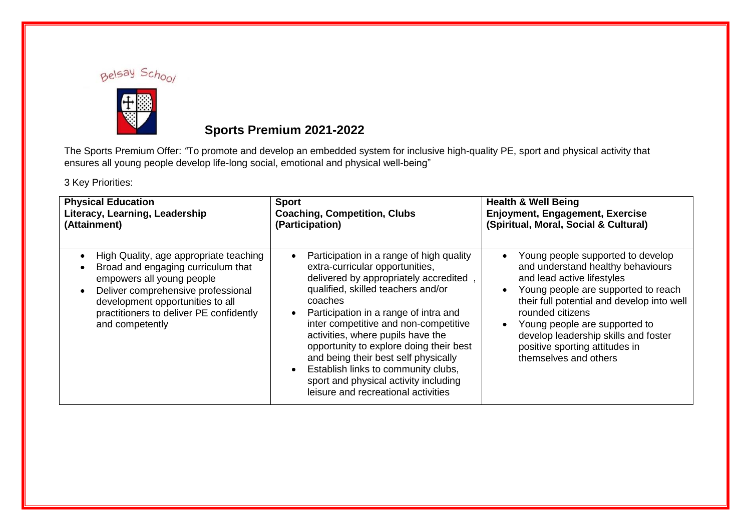Belsay School

# Sports Premium 2021-2022

The Sports Premium Offer: *"*To promote and develop an embedded system for inclusive high-quality PE, sport and physical activity that ensures all young people develop life-long social, emotional and physical well-being"

3 Key Priorities:

| **Physical Education**<br>**Literacy, Learning, Leadership**<br>**(Attainment)** | **Sport**<br>**Coaching, Competition, Clubs**<br>**(Participation)** | **Health & Well Being**<br>**Enjoyment, Engagement, Exercise**<br>**(Spiritual, Moral, Social & Cultural)** |
|---|---|---|
| • High Quality, age appropriate teaching<br>• Broad and engaging curriculum that empowers all young people<br>• Deliver comprehensive professional development opportunities to all practitioners to deliver PE confidently and competently | • Participation in a range of high quality extra-curricular opportunities, delivered by appropriately accredited , qualified, skilled teachers and/or coaches<br>• Participation in a range of intra and inter competitive and non-competitive activities, where pupils have the opportunity to explore doing their best and being their best self physically<br>• Establish links to community clubs, sport and physical activity including leisure and recreational activities | • Young people supported to develop and understand healthy behaviours and lead active lifestyles<br>• Young people are supported to reach their full potential and develop into well rounded citizens<br>• Young people are supported to develop leadership skills and foster positive sporting attitudes in themselves and others |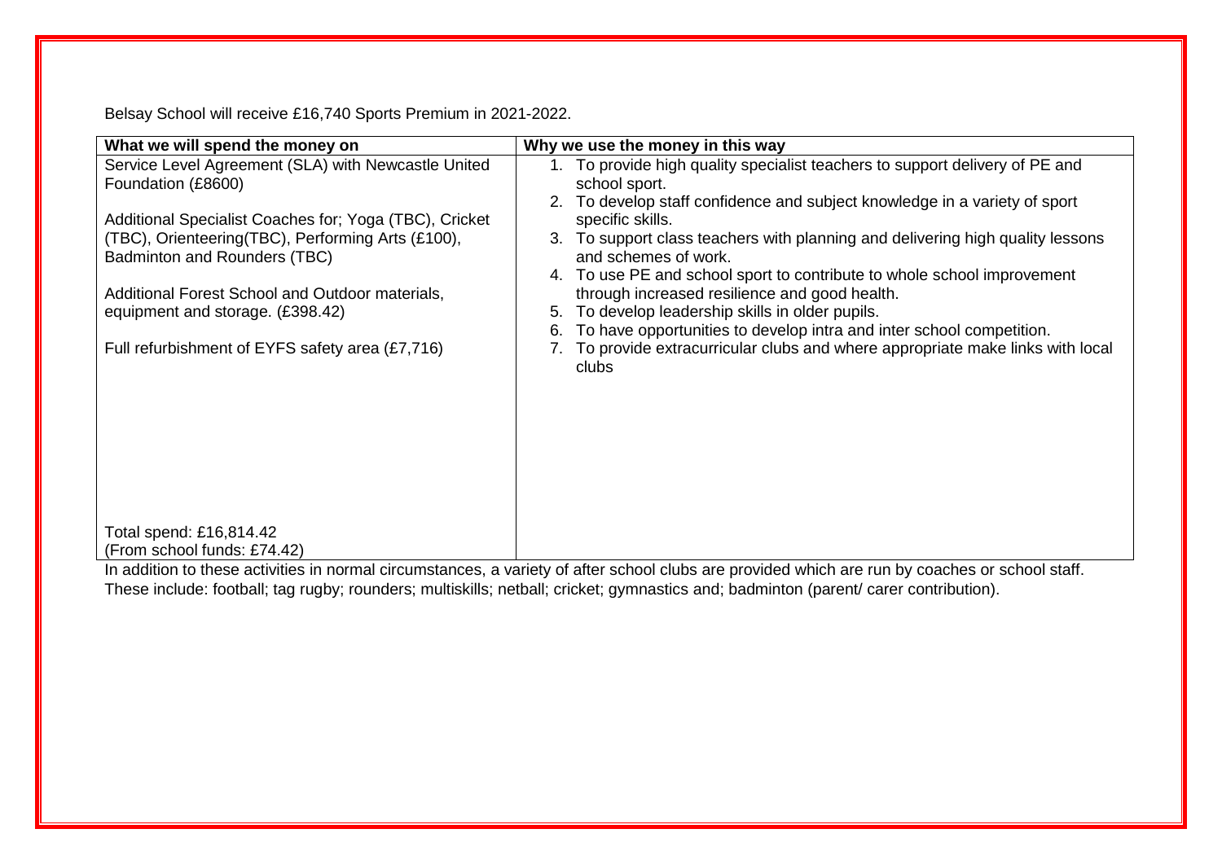Belsay School will receive £16,740 Sports Premium in 2021-2022.

| What we will spend the money on | Why we use the money in this way |
|---|---|
| Service Level Agreement (SLA) with Newcastle United Foundation (£8600)<br><br>Additional Specialist Coaches for; Yoga (TBC), Cricket (TBC), Orienteering(TBC), Performing Arts (£100), Badminton and Rounders (TBC)<br><br>Additional Forest School and Outdoor materials, equipment and storage. (£398.42)<br><br>Full refurbishment of EYFS safety area (£7,716)<br><br>Total spend: £16,814.42<br>(From school funds: £74.42) | 1. To provide high quality specialist teachers to support delivery of PE and school sport.<br>2. To develop staff confidence and subject knowledge in a variety of sport specific skills.<br>3. To support class teachers with planning and delivering high quality lessons and schemes of work.<br>4. To use PE and school sport to contribute to whole school improvement through increased resilience and good health.<br>5. To develop leadership skills in older pupils.<br>6. To have opportunities to develop intra and inter school competition.<br>7. To provide extracurricular clubs and where appropriate make links with local clubs |

In addition to these activities in normal circumstances, a variety of after school clubs are provided which are run by coaches or school staff. These include: football; tag rugby; rounders; multiskills; netball; cricket; gymnastics and; badminton (parent/ carer contribution).